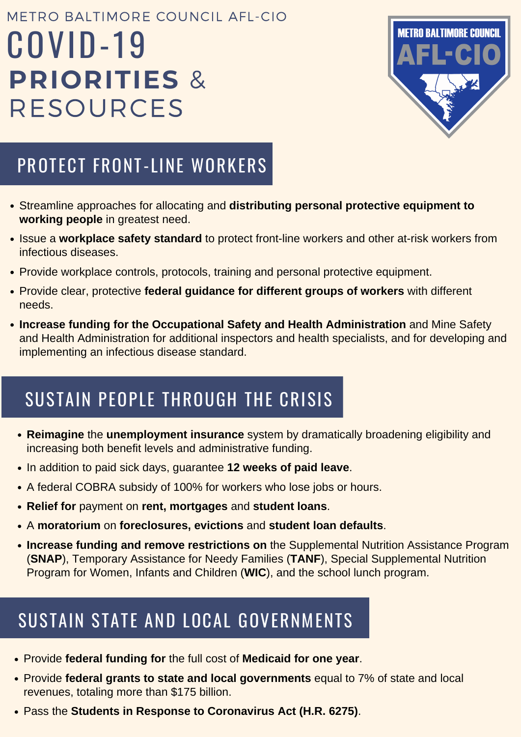METRO BALTIMORE COUNCIL AFL-CIO

# COVID-19 PRIORITIES & RESOURCES

## PROTECT FRONT-LINE WORKERS

- Streamline approaches for allocating and **distributing personal protective equipment to working people** in greatest need.
- Issue a **workplace safety standard** to protect front-line workers and other at-risk workers from infectious diseases.
- Provide workplace controls, protocols, training and personal protective equipment.
- Provide clear, protective **federal guidance for different groups of workers** with different needs.
- **Increase funding for the Occupational Safety and Health Administration** and Mine Safety and Health Administration for additional inspectors and health specialists, and for developing and implementing an infectious disease standard.

## SUSTAIN PEOPLE THROUGH THE CRISIS

- **Reimagine** the **unemployment insurance** system by dramatically broadening eligibility and increasing both benefit levels and administrative funding.
- In addition to paid sick days, guarantee **12 weeks of paid leave**.
- A federal COBRA subsidy of 100% for workers who lose jobs or hours.
- **Relief for** payment on **rent, mortgages** and **student loans**.
- A **moratorium** on **foreclosures, evictions** and **student loan defaults**.
- **Increase funding and remove restrictions on** the Supplemental Nutrition Assistance Program (**SNAP**), Temporary Assistance for Needy Families (**TANF**), Special Supplemental Nutrition Program for Women, Infants and Children (**WIC**), and the school lunch program.

## SUSTAIN STATE AND LOCAL GOVERNMENTS

- Provide **federal funding for** the full cost of **Medicaid for one year**.
- Provide **federal grants to state and local governments** equal to 7% of state and local revenues, totaling more than $175 billion.
- Pass the **Students in Response to Coronavirus Act (H.R. 6275)**.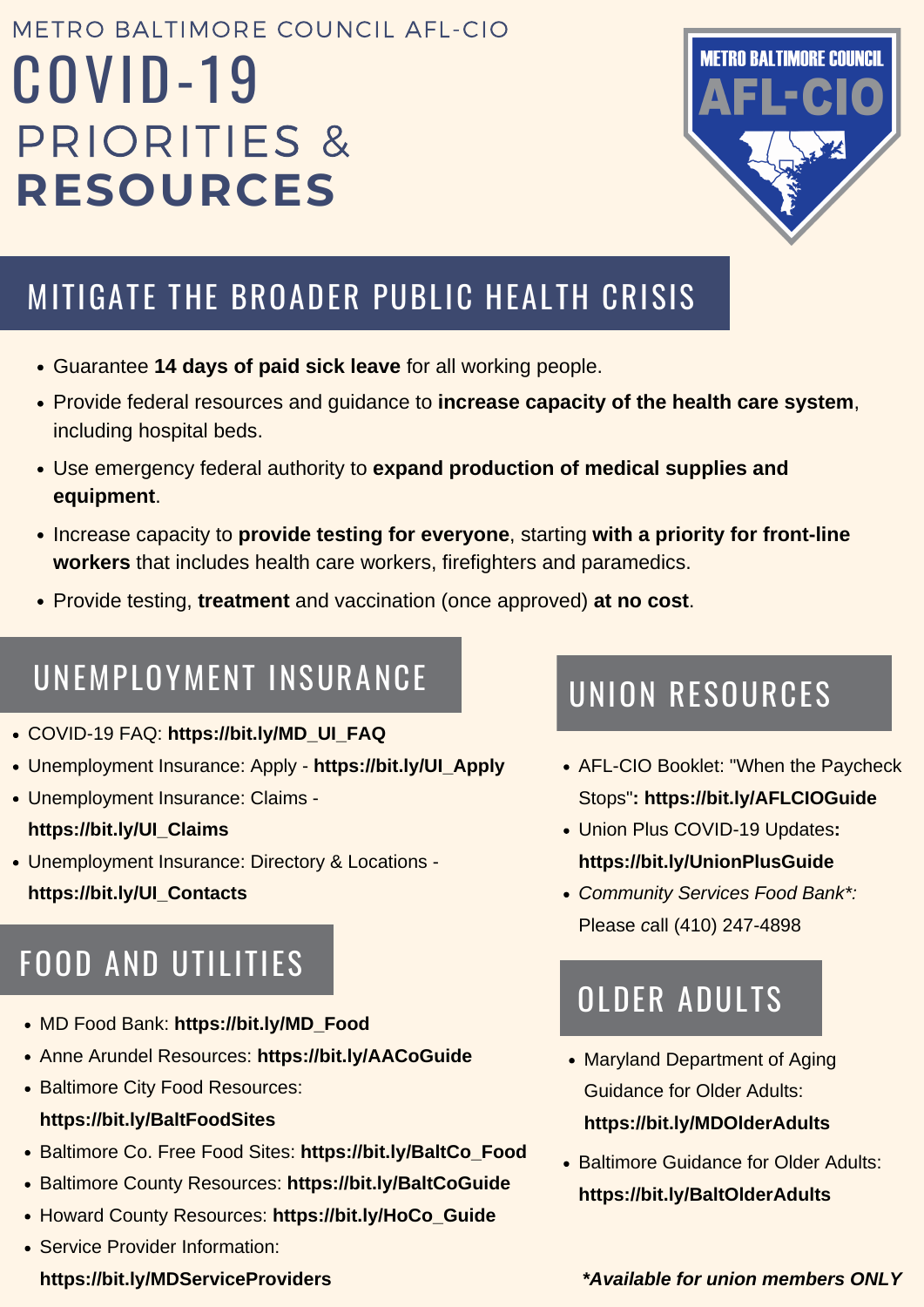METRO BALTIMORE COUNCIL AFL-CIO

# COVID-19 PRIORITIES & RESOURCES

## MITIGATE THE BROADER PUBLIC HEALTH CRISIS

- Guarantee **14 days of paid sick leave** for all working people.
- Provide federal resources and guidance to **increase capacity of the health care system**, including hospital beds.
- Use emergency federal authority to **expand production of medical supplies and equipment**.
- Increase capacity to **provide testing for everyone**, starting **with a priority for front-line workers** that includes health care workers, firefighters and paramedics.
- Provide testing, **treatment** and vaccination (once approved) **at no cost**.

## UNEMPLOYMENT INSURANCE

- COVID-19 FAQ: **https://bit.ly/MD_UI_FAQ**
- Unemployment Insurance: Apply - **https://bit.ly/UI_Apply**
- Unemployment Insurance: Claims - **https://bit.ly/UI_Claims**
- Unemployment Insurance: Directory & Locations - **https://bit.ly/UI_Contacts**

## FOOD AND UTILITIES

- MD Food Bank: **https://bit.ly/MD_Food**
- Anne Arundel Resources: **https://bit.ly/AACoGuide**
- Baltimore City Food Resources: **https://bit.ly/BaltFoodSites**
- Baltimore Co. Free Food Sites: **https://bit.ly/BaltCo_Food**
- Baltimore County Resources: **https://bit.ly/BaltCoGuide**
- Howard County Resources: **https://bit.ly/HoCo_Guide**
- Service Provider Information: **https://bit.ly/MDServiceProviders**

## UNION RESOURCES

- AFL-CIO Booklet: "When the Paycheck Stops"**: https://bit.ly/AFLCIOGuide**
- Union Plus COVID-19 Updates**: https://bit.ly/UnionPlusGuide**
- *Community Services Food Bank*:* Please call (410) 247-4898

## OLDER ADULTS

- Maryland Department of Aging Guidance for Older Adults: **https://bit.ly/MDOlderAdults**
- Baltimore Guidance for Older Adults: **https://bit.ly/BaltOlderAdults**

***Available for union members ONLY***